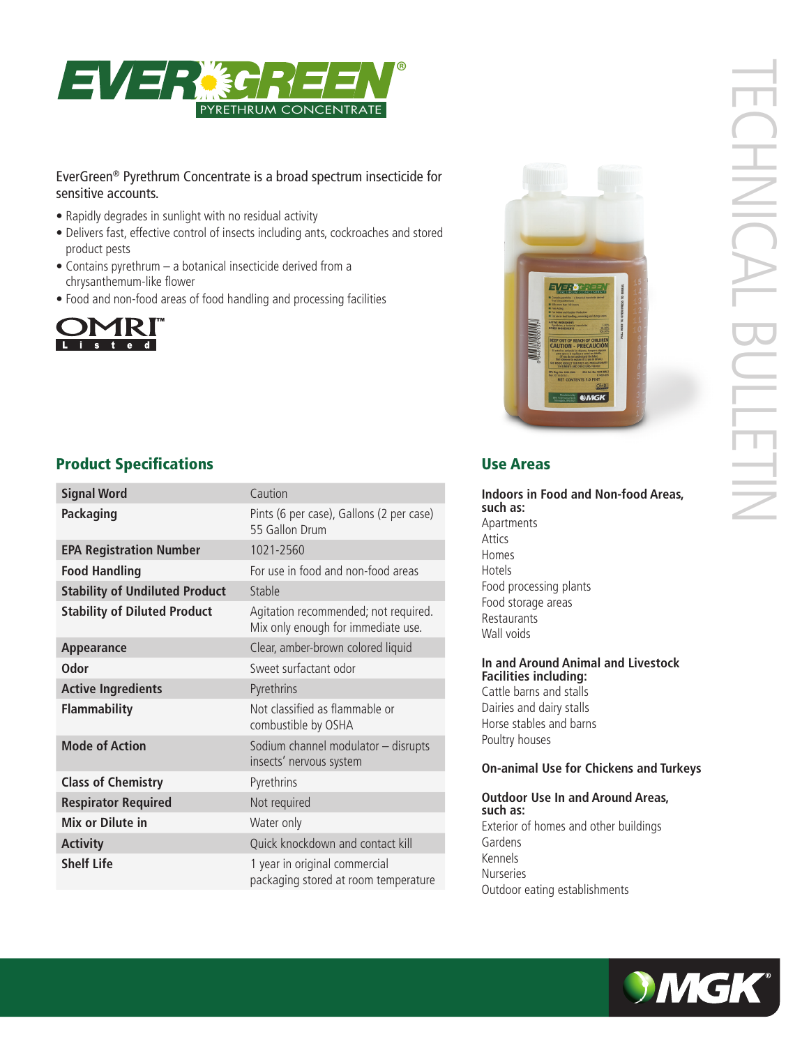# EVERGREEN®
## PYRETHRUM CONCENTRATE

TECHNICAL BULLETIN

EverGreen® Pyrethrum Concentrate is a broad spectrum insecticide for sensitive accounts.

- Rapidly degrades in sunlight with no residual activity
- Delivers fast, effective control of insects including ants, cockroaches and stored product pests
- Contains pyrethrum – a botanical insecticide derived from a chrysanthemum-like flower
- Food and non-food areas of food handling and processing facilities

OMRI™ Listed

## Product Specifications

| | |
|---|---|
| **Signal Word** | Caution |
| **Packaging** | Pints (6 per case), Gallons (2 per case) 55 Gallon Drum |
| **EPA Registration Number** | 1021-2560 |
| **Food Handling** | For use in food and non-food areas |
| **Stability of Undiluted Product** | Stable |
| **Stability of Diluted Product** | Agitation recommended; not required. Mix only enough for immediate use. |
| **Appearance** | Clear, amber-brown colored liquid |
| **Odor** | Sweet surfactant odor |
| **Active Ingredients** | Pyrethrins |
| **Flammability** | Not classified as flammable or combustible by OSHA |
| **Mode of Action** | Sodium channel modulator – disrupts insects' nervous system |
| **Class of Chemistry** | Pyrethrins |
| **Respirator Required** | Not required |
| **Mix or Dilute in** | Water only |
| **Activity** | Quick knockdown and contact kill |
| **Shelf Life** | 1 year in original commercial packaging stored at room temperature |

## Use Areas

**Indoors in Food and Non-food Areas, such as:**

Apartments
Attics
Homes
Hotels
Food processing plants
Food storage areas
Restaurants
Wall voids

**In and Around Animal and Livestock Facilities including:**

Cattle barns and stalls
Dairies and dairy stalls
Horse stables and barns
Poultry houses

**On-animal Use for Chickens and Turkeys**

**Outdoor Use In and Around Areas, such as:**

Exterior of homes and other buildings
Gardens
Kennels
Nurseries
Outdoor eating establishments

MGK®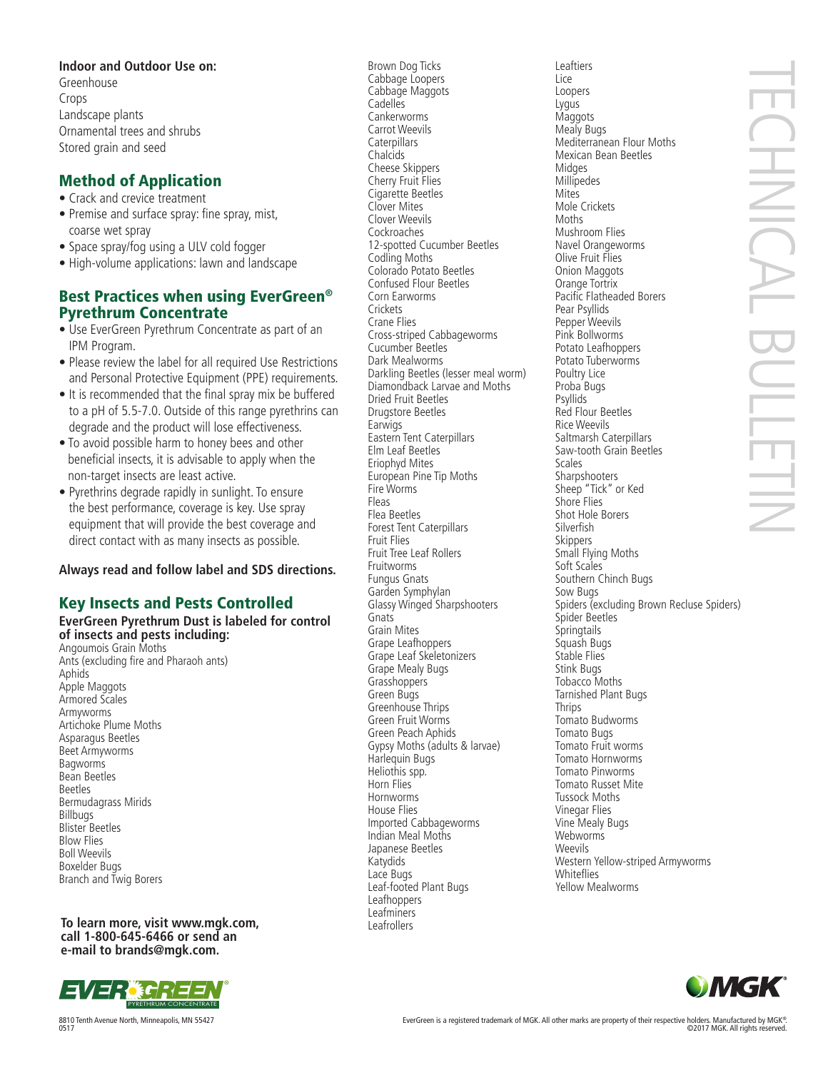**Indoor and Outdoor Use on:**

Greenhouse
Crops
Landscape plants
Ornamental trees and shrubs
Stored grain and seed

## Method of Application

- Crack and crevice treatment
- Premise and surface spray: fine spray, mist, coarse wet spray
- Space spray/fog using a ULV cold fogger
- High-volume applications: lawn and landscape

## Best Practices when using EverGreen® Pyrethrum Concentrate

- Use EverGreen Pyrethrum Concentrate as part of an IPM Program.
- Please review the label for all required Use Restrictions and Personal Protective Equipment (PPE) requirements.
- It is recommended that the final spray mix be buffered to a pH of 5.5-7.0. Outside of this range pyrethrins can degrade and the product will lose effectiveness.
- To avoid possible harm to honey bees and other beneficial insects, it is advisable to apply when the non-target insects are least active.
- Pyrethrins degrade rapidly in sunlight. To ensure the best performance, coverage is key. Use spray equipment that will provide the best coverage and direct contact with as many insects as possible.

**Always read and follow label and SDS directions.**

## Key Insects and Pests Controlled

**EverGreen Pyrethrum Dust is labeled for control of insects and pests including:**

Angoumois Grain Moths
Ants (excluding fire and Pharaoh ants)
Aphids
Apple Maggots
Armored Scales
Armyworms
Artichoke Plume Moths
Asparagus Beetles
Beet Armyworms
Bagworms
Bean Beetles
Beetles
Bermudagrass Mirids
Billbugs
Blister Beetles
Blow Flies
Boll Weevils
Boxelder Bugs
Branch and Twig Borers
Brown Dog Ticks
Cabbage Loopers
Cabbage Maggots
Cadelles
Cankerworms
Carrot Weevils
Caterpillars
Chalcids
Cheese Skippers
Cherry Fruit Flies
Cigarette Beetles
Clover Mites
Clover Weevils
Cockroaches
12-spotted Cucumber Beetles
Codling Moths
Colorado Potato Beetles
Confused Flour Beetles
Corn Earworms
Crickets
Crane Flies
Cross-striped Cabbageworms
Cucumber Beetles
Dark Mealworms
Darkling Beetles (lesser meal worm)
Diamondback Larvae and Moths
Dried Fruit Beetles
Drugstore Beetles
Earwigs
Eastern Tent Caterpillars
Elm Leaf Beetles
Eriophyd Mites
European Pine Tip Moths
Fire Worms
Fleas
Flea Beetles
Forest Tent Caterpillars
Fruit Flies
Fruit Tree Leaf Rollers
Fruitworms
Fungus Gnats
Garden Symphylan
Glassy Winged Sharpshooters
Gnats
Grain Mites
Grape Leafhoppers
Grape Leaf Skeletonizers
Grape Mealy Bugs
Grasshoppers
Green Bugs
Greenhouse Thrips
Green Fruit Worms
Green Peach Aphids
Gypsy Moths (adults & larvae)
Harlequin Bugs
Heliothis spp.
Horn Flies
Hornworms
House Flies
Imported Cabbageworms
Indian Meal Moths
Japanese Beetles
Katydids
Lace Bugs
Leaf-footed Plant Bugs
Leafhoppers
Leafminers
Leafrollers
Leaftiers
Lice
Loopers
Lygus
Maggots
Mealy Bugs
Mediterranean Flour Moths
Mexican Bean Beetles
Midges
Millipedes
Mites
Mole Crickets
Moths
Mushroom Flies
Navel Orangeworms
Olive Fruit Flies
Onion Maggots
Orange Tortrix
Pacific Flatheaded Borers
Pear Psyllids
Pepper Weevils
Pink Bollworms
Potato Leafhoppers
Potato Tuberworms
Poultry Lice
Proba Bugs
Psyllids
Red Flour Beetles
Rice Weevils
Saltmarsh Caterpillars
Saw-tooth Grain Beetles
Scales
Sharpshooters
Sheep "Tick" or Ked
Shore Flies
Shot Hole Borers
Silverfish
Skippers
Small Flying Moths
Soft Scales
Southern Chinch Bugs
Sow Bugs
Spiders (excluding Brown Recluse Spiders)
Spider Beetles
Springtails
Squash Bugs
Stable Flies
Stink Bugs
Tobacco Moths
Tarnished Plant Bugs
Thrips
Tomato Budworms
Tomato Bugs
Tomato Fruit worms
Tomato Hornworms
Tomato Pinworms
Tomato Russet Mite
Tussock Moths
Vinegar Flies
Vine Mealy Bugs
Webworms
Weevils
Western Yellow-striped Armyworms
Whiteflies
Yellow Mealworms

TECHNICAL BULLETIN

**To learn more, visit www.mgk.com, call 1-800-645-6466 or send an e-mail to brands@mgk.com.**

EVERGREEN® PYRETHRUM CONCENTRATE

8810 Tenth Avenue North, Minneapolis, MN 55427
0517

MGK®

EverGreen is a registered trademark of MGK. All other marks are property of their respective holders. Manufactured by MGK®.
©2017 MGK. All rights reserved.